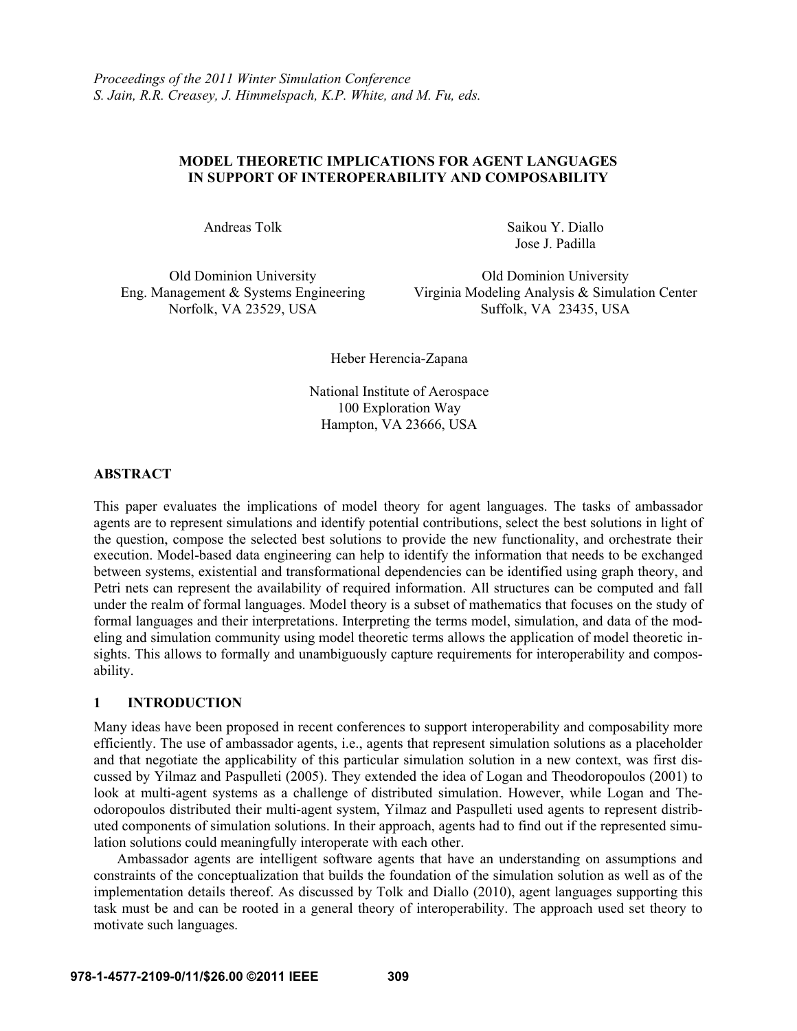*Proceedings of the 2011 Winter Simulation Conference*
*S. Jain, R.R. Creasey, J. Himmelspach, K.P. White, and M. Fu, eds.*

# MODEL THEORETIC IMPLICATIONS FOR AGENT LANGUAGES IN SUPPORT OF INTEROPERABILITY AND COMPOSABILITY

Andreas Tolk

Old Dominion University
Eng. Management & Systems Engineering
Norfolk, VA 23529, USA

Saikou Y. Diallo
Jose J. Padilla

Old Dominion University
Virginia Modeling Analysis & Simulation Center
Suffolk, VA 23435, USA

Heber Herencia-Zapana

National Institute of Aerospace
100 Exploration Way
Hampton, VA 23666, USA

## ABSTRACT

This paper evaluates the implications of model theory for agent languages. The tasks of ambassador agents are to represent simulations and identify potential contributions, select the best solutions in light of the question, compose the selected best solutions to provide the new functionality, and orchestrate their execution. Model-based data engineering can help to identify the information that needs to be exchanged between systems, existential and transformational dependencies can be identified using graph theory, and Petri nets can represent the availability of required information. All structures can be computed and fall under the realm of formal languages. Model theory is a subset of mathematics that focuses on the study of formal languages and their interpretations. Interpreting the terms model, simulation, and data of the modeling and simulation community using model theoretic terms allows the application of model theoretic insights. This allows to formally and unambiguously capture requirements for interoperability and composability.

## 1 INTRODUCTION

Many ideas have been proposed in recent conferences to support interoperability and composability more efficiently. The use of ambassador agents, i.e., agents that represent simulation solutions as a placeholder and that negotiate the applicability of this particular simulation solution in a new context, was first discussed by Yilmaz and Paspulleti (2005). They extended the idea of Logan and Theodoropoulos (2001) to look at multi-agent systems as a challenge of distributed simulation. However, while Logan and Theodoropoulos distributed their multi-agent system, Yilmaz and Paspulleti used agents to represent distributed components of simulation solutions. In their approach, agents had to find out if the represented simulation solutions could meaningfully interoperate with each other.

Ambassador agents are intelligent software agents that have an understanding on assumptions and constraints of the conceptualization that builds the foundation of the simulation solution as well as of the implementation details thereof. As discussed by Tolk and Diallo (2010), agent languages supporting this task must be and can be rooted in a general theory of interoperability. The approach used set theory to motivate such languages.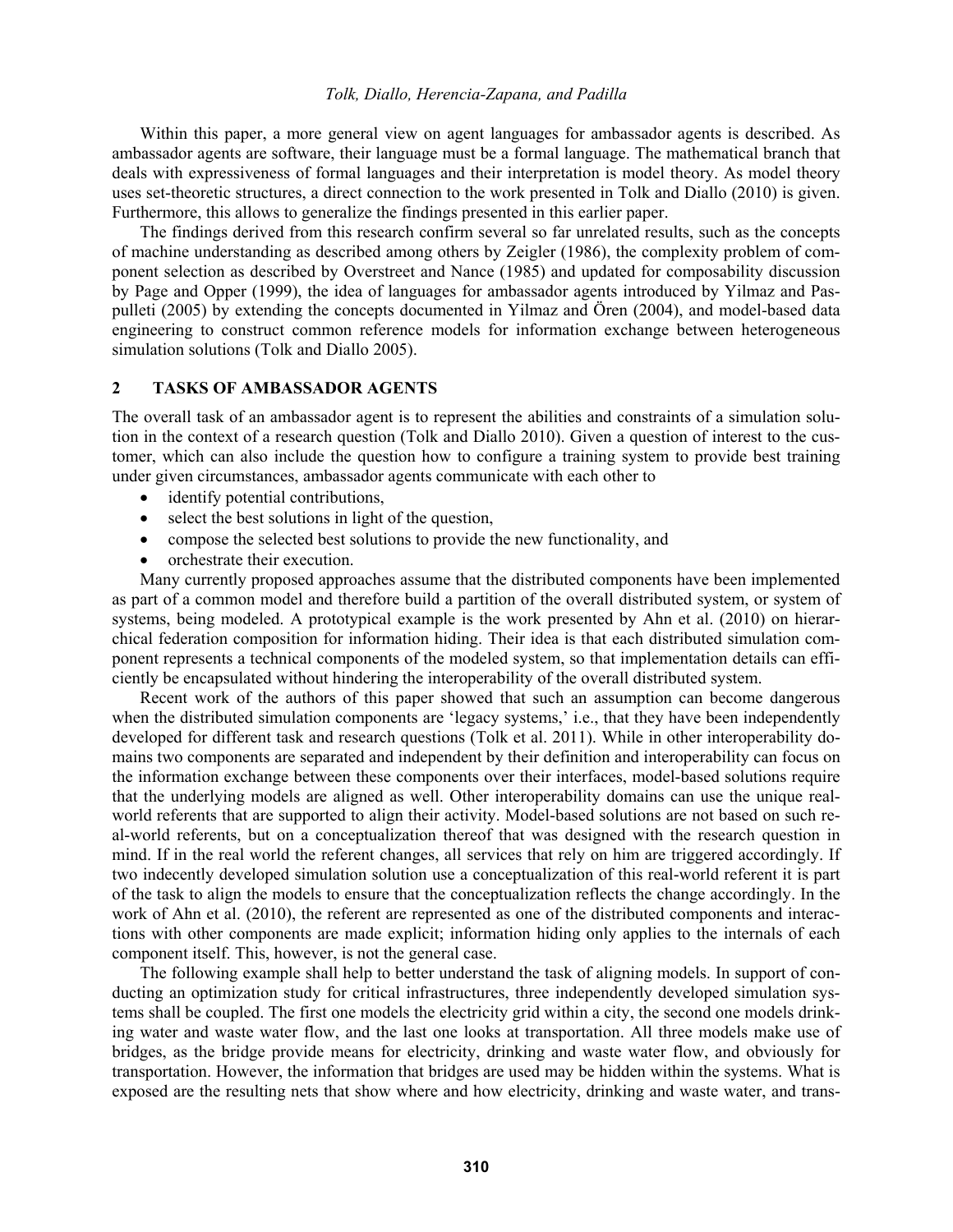Within this paper, a more general view on agent languages for ambassador agents is described. As ambassador agents are software, their language must be a formal language. The mathematical branch that deals with expressiveness of formal languages and their interpretation is model theory. As model theory uses set-theoretic structures, a direct connection to the work presented in Tolk and Diallo (2010) is given. Furthermore, this allows to generalize the findings presented in this earlier paper.

The findings derived from this research confirm several so far unrelated results, such as the concepts of machine understanding as described among others by Zeigler (1986), the complexity problem of component selection as described by Overstreet and Nance (1985) and updated for composability discussion by Page and Opper (1999), the idea of languages for ambassador agents introduced by Yilmaz and Paspulleti (2005) by extending the concepts documented in Yilmaz and Ören (2004), and model-based data engineering to construct common reference models for information exchange between heterogeneous simulation solutions (Tolk and Diallo 2005).

## 2 TASKS OF AMBASSADOR AGENTS

The overall task of an ambassador agent is to represent the abilities and constraints of a simulation solution in the context of a research question (Tolk and Diallo 2010). Given a question of interest to the customer, which can also include the question how to configure a training system to provide best training under given circumstances, ambassador agents communicate with each other to

- identify potential contributions,
- select the best solutions in light of the question,
- compose the selected best solutions to provide the new functionality, and
- orchestrate their execution.

Many currently proposed approaches assume that the distributed components have been implemented as part of a common model and therefore build a partition of the overall distributed system, or system of systems, being modeled. A prototypical example is the work presented by Ahn et al. (2010) on hierarchical federation composition for information hiding. Their idea is that each distributed simulation component represents a technical components of the modeled system, so that implementation details can efficiently be encapsulated without hindering the interoperability of the overall distributed system.

Recent work of the authors of this paper showed that such an assumption can become dangerous when the distributed simulation components are 'legacy systems,' i.e., that they have been independently developed for different task and research questions (Tolk et al. 2011). While in other interoperability domains two components are separated and independent by their definition and interoperability can focus on the information exchange between these components over their interfaces, model-based solutions require that the underlying models are aligned as well. Other interoperability domains can use the unique real-world referents that are supported to align their activity. Model-based solutions are not based on such real-world referents, but on a conceptualization thereof that was designed with the research question in mind. If in the real world the referent changes, all services that rely on him are triggered accordingly. If two indecently developed simulation solution use a conceptualization of this real-world referent it is part of the task to align the models to ensure that the conceptualization reflects the change accordingly. In the work of Ahn et al. (2010), the referent are represented as one of the distributed components and interactions with other components are made explicit; information hiding only applies to the internals of each component itself. This, however, is not the general case.

The following example shall help to better understand the task of aligning models. In support of conducting an optimization study for critical infrastructures, three independently developed simulation systems shall be coupled. The first one models the electricity grid within a city, the second one models drinking water and waste water flow, and the last one looks at transportation. All three models make use of bridges, as the bridge provide means for electricity, drinking and waste water flow, and obviously for transportation. However, the information that bridges are used may be hidden within the systems. What is exposed are the resulting nets that show where and how electricity, drinking and waste water, and trans-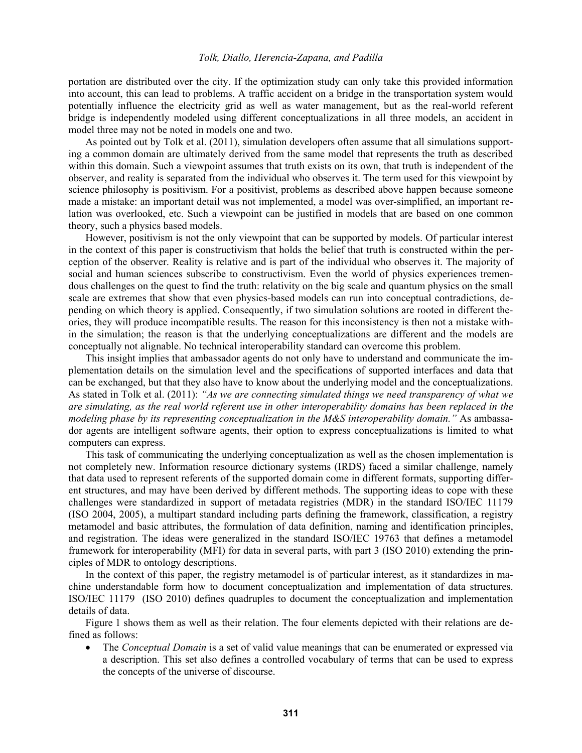portation are distributed over the city. If the optimization study can only take this provided information into account, this can lead to problems. A traffic accident on a bridge in the transportation system would potentially influence the electricity grid as well as water management, but as the real-world referent bridge is independently modeled using different conceptualizations in all three models, an accident in model three may not be noted in models one and two.

As pointed out by Tolk et al. (2011), simulation developers often assume that all simulations supporting a common domain are ultimately derived from the same model that represents the truth as described within this domain. Such a viewpoint assumes that truth exists on its own, that truth is independent of the observer, and reality is separated from the individual who observes it. The term used for this viewpoint by science philosophy is positivism. For a positivist, problems as described above happen because someone made a mistake: an important detail was not implemented, a model was over-simplified, an important relation was overlooked, etc. Such a viewpoint can be justified in models that are based on one common theory, such a physics based models.

However, positivism is not the only viewpoint that can be supported by models. Of particular interest in the context of this paper is constructivism that holds the belief that truth is constructed within the perception of the observer. Reality is relative and is part of the individual who observes it. The majority of social and human sciences subscribe to constructivism. Even the world of physics experiences tremendous challenges on the quest to find the truth: relativity on the big scale and quantum physics on the small scale are extremes that show that even physics-based models can run into conceptual contradictions, depending on which theory is applied. Consequently, if two simulation solutions are rooted in different theories, they will produce incompatible results. The reason for this inconsistency is then not a mistake within the simulation; the reason is that the underlying conceptualizations are different and the models are conceptually not alignable. No technical interoperability standard can overcome this problem.

This insight implies that ambassador agents do not only have to understand and communicate the implementation details on the simulation level and the specifications of supported interfaces and data that can be exchanged, but that they also have to know about the underlying model and the conceptualizations. As stated in Tolk et al. (2011): *"As we are connecting simulated things we need transparency of what we are simulating, as the real world referent use in other interoperability domains has been replaced in the modeling phase by its representing conceptualization in the M&S interoperability domain."* As ambassador agents are intelligent software agents, their option to express conceptualizations is limited to what computers can express.

This task of communicating the underlying conceptualization as well as the chosen implementation is not completely new. Information resource dictionary systems (IRDS) faced a similar challenge, namely that data used to represent referents of the supported domain come in different formats, supporting different structures, and may have been derived by different methods. The supporting ideas to cope with these challenges were standardized in support of metadata registries (MDR) in the standard ISO/IEC 11179 (ISO 2004, 2005), a multipart standard including parts defining the framework, classification, a registry metamodel and basic attributes, the formulation of data definition, naming and identification principles, and registration. The ideas were generalized in the standard ISO/IEC 19763 that defines a metamodel framework for interoperability (MFI) for data in several parts, with part 3 (ISO 2010) extending the principles of MDR to ontology descriptions.

In the context of this paper, the registry metamodel is of particular interest, as it standardizes in machine understandable form how to document conceptualization and implementation of data structures. ISO/IEC 11179 (ISO 2010) defines quadruples to document the conceptualization and implementation details of data.

Figure 1 shows them as well as their relation. The four elements depicted with their relations are defined as follows:

- The *Conceptual Domain* is a set of valid value meanings that can be enumerated or expressed via a description. This set also defines a controlled vocabulary of terms that can be used to express the concepts of the universe of discourse.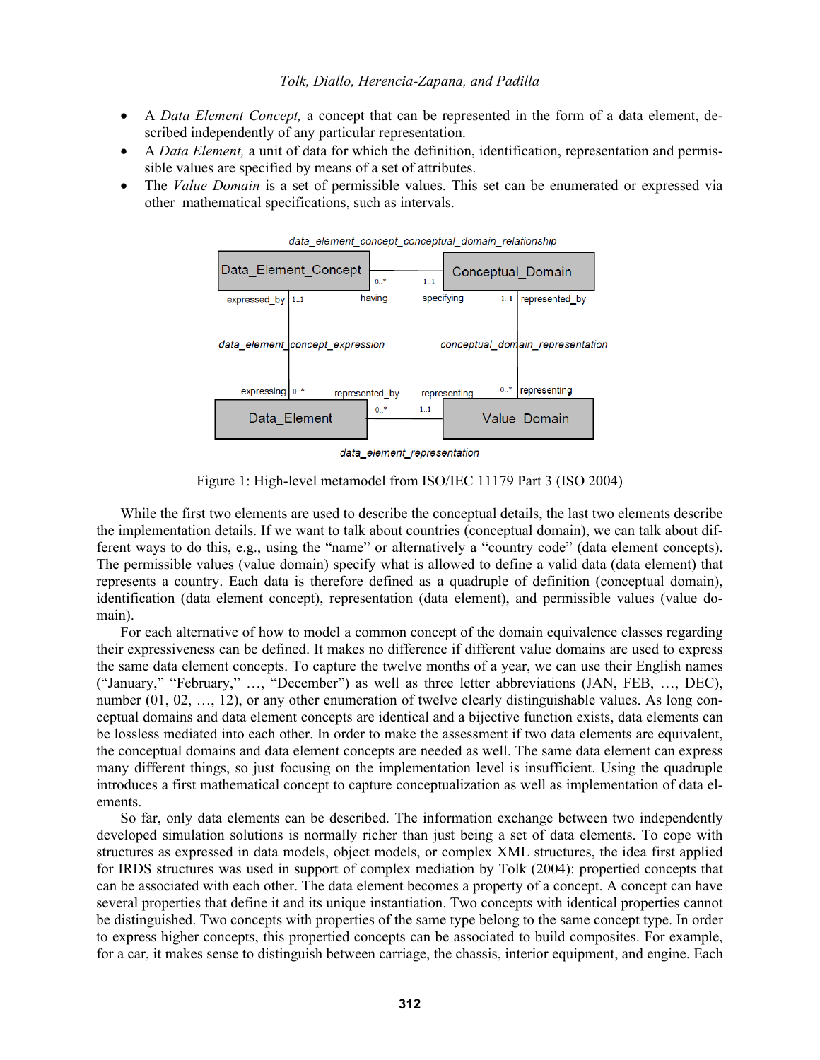- A *Data Element Concept,* a concept that can be represented in the form of a data element, described independently of any particular representation.
- A *Data Element,* a unit of data for which the definition, identification, representation and permissible values are specified by means of a set of attributes.
- The *Value Domain* is a set of permissible values. This set can be enumerated or expressed via other mathematical specifications, such as intervals.

data_element_concept_conceptual_domain_relationship

Data_Element_Concept

Conceptual_Domain

0..*

1..1

expressed_by

1..1

having

specifying

1..1

represented_by

data_element_concept_expression

conceptual_domain_representation

expressing

0..*

represented_by

representing

0..*

representing

0..*

1..1

Data_Element

Value_Domain

data_element_representation

Figure 1: High-level metamodel from ISO/IEC 11179 Part 3 (ISO 2004)

While the first two elements are used to describe the conceptual details, the last two elements describe the implementation details. If we want to talk about countries (conceptual domain), we can talk about different ways to do this, e.g., using the "name" or alternatively a "country code" (data element concepts). The permissible values (value domain) specify what is allowed to define a valid data (data element) that represents a country. Each data is therefore defined as a quadruple of definition (conceptual domain), identification (data element concept), representation (data element), and permissible values (value domain).

For each alternative of how to model a common concept of the domain equivalence classes regarding their expressiveness can be defined. It makes no difference if different value domains are used to express the same data element concepts. To capture the twelve months of a year, we can use their English names ("January," "February," …, "December") as well as three letter abbreviations (JAN, FEB, …, DEC), number (01, 02, …, 12), or any other enumeration of twelve clearly distinguishable values. As long conceptual domains and data element concepts are identical and a bijective function exists, data elements can be lossless mediated into each other. In order to make the assessment if two data elements are equivalent, the conceptual domains and data element concepts are needed as well. The same data element can express many different things, so just focusing on the implementation level is insufficient. Using the quadruple introduces a first mathematical concept to capture conceptualization as well as implementation of data elements.

So far, only data elements can be described. The information exchange between two independently developed simulation solutions is normally richer than just being a set of data elements. To cope with structures as expressed in data models, object models, or complex XML structures, the idea first applied for IRDS structures was used in support of complex mediation by Tolk (2004): propertied concepts that can be associated with each other. The data element becomes a property of a concept. A concept can have several properties that define it and its unique instantiation. Two concepts with identical properties cannot be distinguished. Two concepts with properties of the same type belong to the same concept type. In order to express higher concepts, this propertied concepts can be associated to build composites. For example, for a car, it makes sense to distinguish between carriage, the chassis, interior equipment, and engine. Each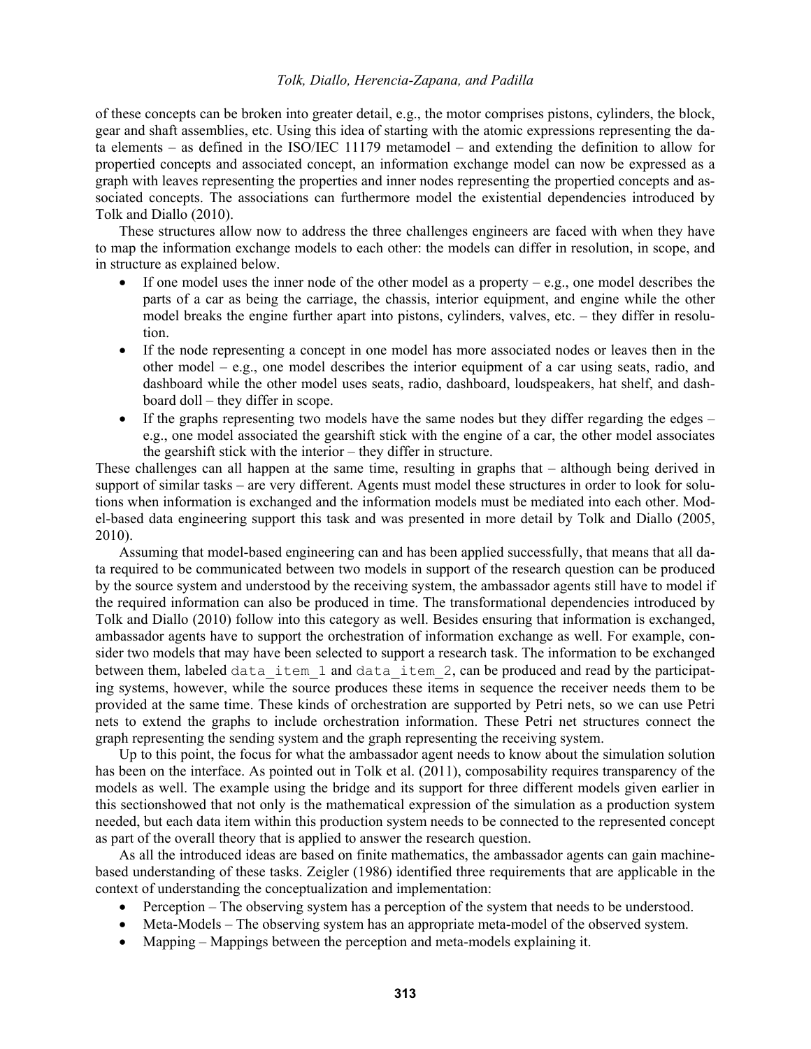of these concepts can be broken into greater detail, e.g., the motor comprises pistons, cylinders, the block, gear and shaft assemblies, etc. Using this idea of starting with the atomic expressions representing the data elements – as defined in the ISO/IEC 11179 metamodel – and extending the definition to allow for propertied concepts and associated concept, an information exchange model can now be expressed as a graph with leaves representing the properties and inner nodes representing the propertied concepts and associated concepts. The associations can furthermore model the existential dependencies introduced by Tolk and Diallo (2010).

These structures allow now to address the three challenges engineers are faced with when they have to map the information exchange models to each other: the models can differ in resolution, in scope, and in structure as explained below.

- If one model uses the inner node of the other model as a property – e.g., one model describes the parts of a car as being the carriage, the chassis, interior equipment, and engine while the other model breaks the engine further apart into pistons, cylinders, valves, etc. – they differ in resolution.
- If the node representing a concept in one model has more associated nodes or leaves then in the other model – e.g., one model describes the interior equipment of a car using seats, radio, and dashboard while the other model uses seats, radio, dashboard, loudspeakers, hat shelf, and dashboard doll – they differ in scope.
- If the graphs representing two models have the same nodes but they differ regarding the edges – e.g., one model associated the gearshift stick with the engine of a car, the other model associates the gearshift stick with the interior – they differ in structure.

These challenges can all happen at the same time, resulting in graphs that – although being derived in support of similar tasks – are very different. Agents must model these structures in order to look for solutions when information is exchanged and the information models must be mediated into each other. Model-based data engineering support this task and was presented in more detail by Tolk and Diallo (2005, 2010).

Assuming that model-based engineering can and has been applied successfully, that means that all data required to be communicated between two models in support of the research question can be produced by the source system and understood by the receiving system, the ambassador agents still have to model if the required information can also be produced in time. The transformational dependencies introduced by Tolk and Diallo (2010) follow into this category as well. Besides ensuring that information is exchanged, ambassador agents have to support the orchestration of information exchange as well. For example, consider two models that may have been selected to support a research task. The information to be exchanged between them, labeled `data_item_1` and `data_item_2`, can be produced and read by the participating systems, however, while the source produces these items in sequence the receiver needs them to be provided at the same time. These kinds of orchestration are supported by Petri nets, so we can use Petri nets to extend the graphs to include orchestration information. These Petri net structures connect the graph representing the sending system and the graph representing the receiving system.

Up to this point, the focus for what the ambassador agent needs to know about the simulation solution has been on the interface. As pointed out in Tolk et al. (2011), composability requires transparency of the models as well. The example using the bridge and its support for three different models given earlier in this sectionshowed that not only is the mathematical expression of the simulation as a production system needed, but each data item within this production system needs to be connected to the represented concept as part of the overall theory that is applied to answer the research question.

As all the introduced ideas are based on finite mathematics, the ambassador agents can gain machine-based understanding of these tasks. Zeigler (1986) identified three requirements that are applicable in the context of understanding the conceptualization and implementation:

- Perception – The observing system has a perception of the system that needs to be understood.
- Meta-Models – The observing system has an appropriate meta-model of the observed system.
- Mapping – Mappings between the perception and meta-models explaining it.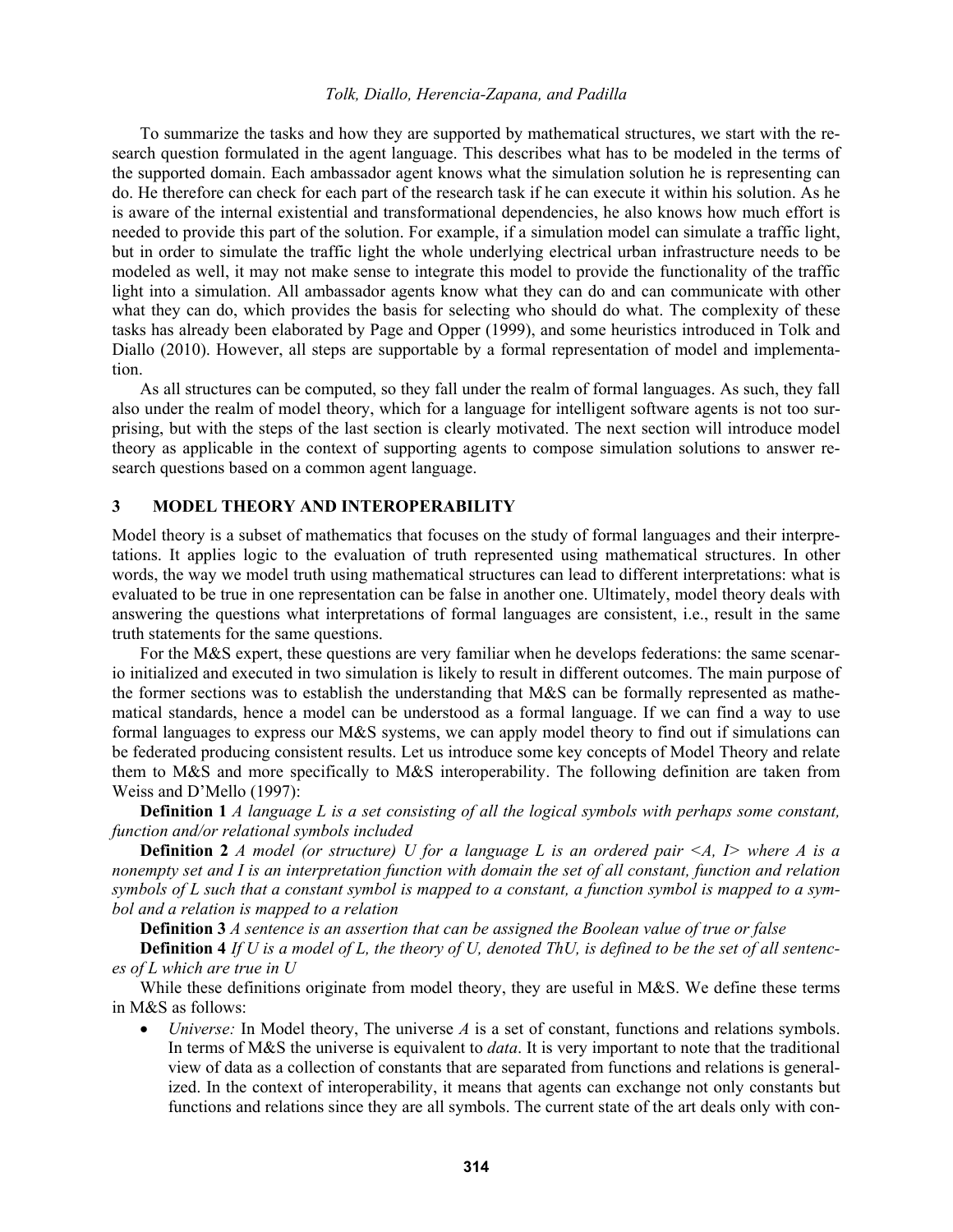To summarize the tasks and how they are supported by mathematical structures, we start with the research question formulated in the agent language. This describes what has to be modeled in the terms of the supported domain. Each ambassador agent knows what the simulation solution he is representing can do. He therefore can check for each part of the research task if he can execute it within his solution. As he is aware of the internal existential and transformational dependencies, he also knows how much effort is needed to provide this part of the solution. For example, if a simulation model can simulate a traffic light, but in order to simulate the traffic light the whole underlying electrical urban infrastructure needs to be modeled as well, it may not make sense to integrate this model to provide the functionality of the traffic light into a simulation. All ambassador agents know what they can do and can communicate with other what they can do, which provides the basis for selecting who should do what. The complexity of these tasks has already been elaborated by Page and Opper (1999), and some heuristics introduced in Tolk and Diallo (2010). However, all steps are supportable by a formal representation of model and implementation.

As all structures can be computed, so they fall under the realm of formal languages. As such, they fall also under the realm of model theory, which for a language for intelligent software agents is not too surprising, but with the steps of the last section is clearly motivated. The next section will introduce model theory as applicable in the context of supporting agents to compose simulation solutions to answer research questions based on a common agent language.

## 3 MODEL THEORY AND INTEROPERABILITY

Model theory is a subset of mathematics that focuses on the study of formal languages and their interpretations. It applies logic to the evaluation of truth represented using mathematical structures. In other words, the way we model truth using mathematical structures can lead to different interpretations: what is evaluated to be true in one representation can be false in another one. Ultimately, model theory deals with answering the questions what interpretations of formal languages are consistent, i.e., result in the same truth statements for the same questions.

For the M&S expert, these questions are very familiar when he develops federations: the same scenario initialized and executed in two simulation is likely to result in different outcomes. The main purpose of the former sections was to establish the understanding that M&S can be formally represented as mathematical standards, hence a model can be understood as a formal language. If we can find a way to use formal languages to express our M&S systems, we can apply model theory to find out if simulations can be federated producing consistent results. Let us introduce some key concepts of Model Theory and relate them to M&S and more specifically to M&S interoperability. The following definition are taken from Weiss and D'Mello (1997):

**Definition 1** *A language L is a set consisting of all the logical symbols with perhaps some constant, function and/or relational symbols included*

**Definition 2** *A model (or structure) U for a language L is an ordered pair <A, I> where A is a nonempty set and I is an interpretation function with domain the set of all constant, function and relation symbols of L such that a constant symbol is mapped to a constant, a function symbol is mapped to a symbol and a relation is mapped to a relation*

**Definition 3** *A sentence is an assertion that can be assigned the Boolean value of true or false*

**Definition 4** *If U is a model of L, the theory of U, denoted ThU, is defined to be the set of all sentences of L which are true in U*

While these definitions originate from model theory, they are useful in M&S. We define these terms in M&S as follows:

- *Universe:* In Model theory, The universe *A* is a set of constant, functions and relations symbols. In terms of M&S the universe is equivalent to *data*. It is very important to note that the traditional view of data as a collection of constants that are separated from functions and relations is generalized. In the context of interoperability, it means that agents can exchange not only constants but functions and relations since they are all symbols. The current state of the art deals only with con-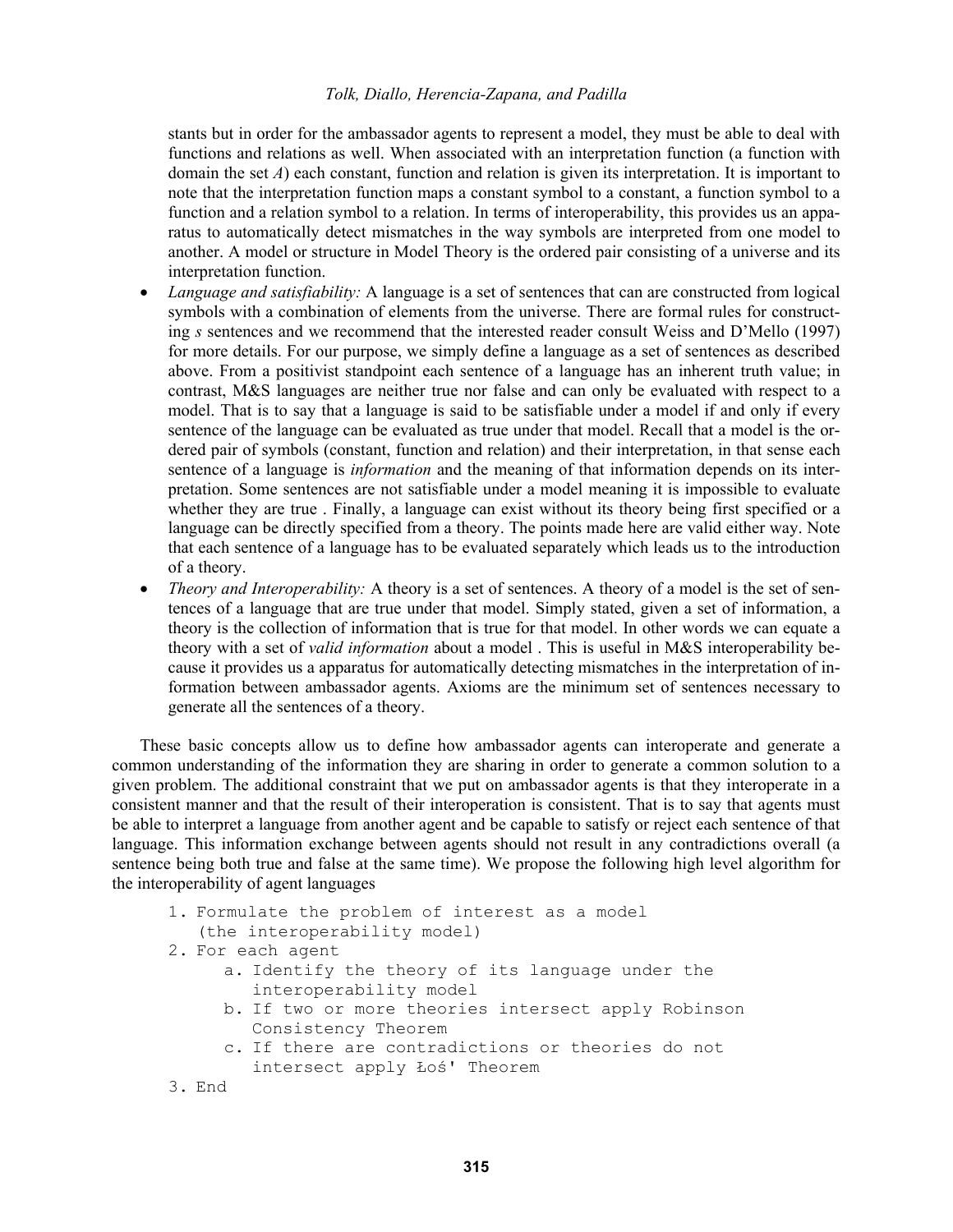stants but in order for the ambassador agents to represent a model, they must be able to deal with functions and relations as well. When associated with an interpretation function (a function with domain the set *A*) each constant, function and relation is given its interpretation. It is important to note that the interpretation function maps a constant symbol to a constant, a function symbol to a function and a relation symbol to a relation. In terms of interoperability, this provides us an apparatus to automatically detect mismatches in the way symbols are interpreted from one model to another. A model or structure in Model Theory is the ordered pair consisting of a universe and its interpretation function.

- *Language and satisfiability:* A language is a set of sentences that can are constructed from logical symbols with a combination of elements from the universe. There are formal rules for constructing *s* sentences and we recommend that the interested reader consult Weiss and D'Mello (1997) for more details. For our purpose, we simply define a language as a set of sentences as described above. From a positivist standpoint each sentence of a language has an inherent truth value; in contrast, M&S languages are neither true nor false and can only be evaluated with respect to a model. That is to say that a language is said to be satisfiable under a model if and only if every sentence of the language can be evaluated as true under that model. Recall that a model is the ordered pair of symbols (constant, function and relation) and their interpretation, in that sense each sentence of a language is *information* and the meaning of that information depends on its interpretation. Some sentences are not satisfiable under a model meaning it is impossible to evaluate whether they are true . Finally, a language can exist without its theory being first specified or a language can be directly specified from a theory. The points made here are valid either way. Note that each sentence of a language has to be evaluated separately which leads us to the introduction of a theory.
- *Theory and Interoperability:* A theory is a set of sentences. A theory of a model is the set of sentences of a language that are true under that model. Simply stated, given a set of information, a theory is the collection of information that is true for that model. In other words we can equate a theory with a set of *valid information* about a model . This is useful in M&S interoperability because it provides us a apparatus for automatically detecting mismatches in the interpretation of information between ambassador agents. Axioms are the minimum set of sentences necessary to generate all the sentences of a theory.

These basic concepts allow us to define how ambassador agents can interoperate and generate a common understanding of the information they are sharing in order to generate a common solution to a given problem. The additional constraint that we put on ambassador agents is that they interoperate in a consistent manner and that the result of their interoperation is consistent. That is to say that agents must be able to interpret a language from another agent and be capable to satisfy or reject each sentence of that language. This information exchange between agents should not result in any contradictions overall (a sentence being both true and false at the same time). We propose the following high level algorithm for the interoperability of agent languages

```
1. Formulate the problem of interest as a model
   (the interoperability model)
2. For each agent
     a. Identify the theory of its language under the
        interoperability model
     b. If two or more theories intersect apply Robinson
        Consistency Theorem
     c. If there are contradictions or theories do not
        intersect apply Łoś' Theorem
3. End
```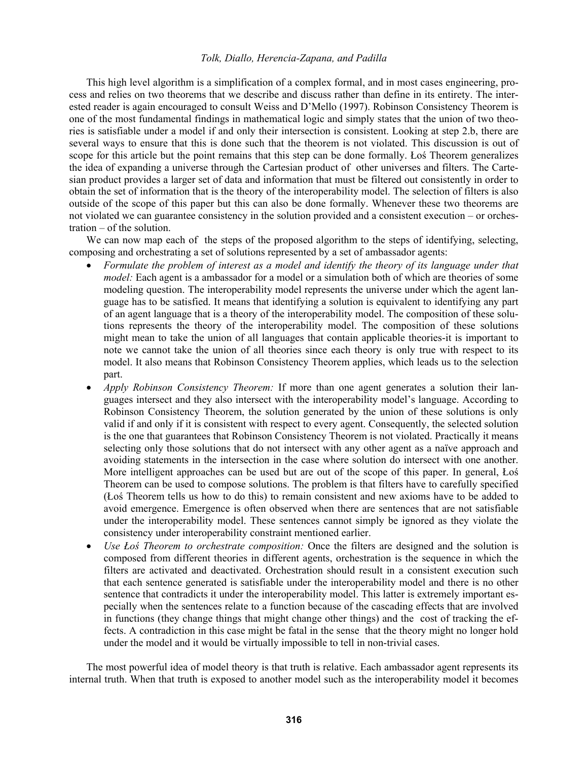This high level algorithm is a simplification of a complex formal, and in most cases engineering, process and relies on two theorems that we describe and discuss rather than define in its entirety. The interested reader is again encouraged to consult Weiss and D'Mello (1997). Robinson Consistency Theorem is one of the most fundamental findings in mathematical logic and simply states that the union of two theories is satisfiable under a model if and only their intersection is consistent. Looking at step 2.b, there are several ways to ensure that this is done such that the theorem is not violated. This discussion is out of scope for this article but the point remains that this step can be done formally. Łoś Theorem generalizes the idea of expanding a universe through the Cartesian product of other universes and filters. The Cartesian product provides a larger set of data and information that must be filtered out consistently in order to obtain the set of information that is the theory of the interoperability model. The selection of filters is also outside of the scope of this paper but this can also be done formally. Whenever these two theorems are not violated we can guarantee consistency in the solution provided and a consistent execution – or orchestration – of the solution.

We can now map each of the steps of the proposed algorithm to the steps of identifying, selecting, composing and orchestrating a set of solutions represented by a set of ambassador agents:

- *Formulate the problem of interest as a model and identify the theory of its language under that model:* Each agent is a ambassador for a model or a simulation both of which are theories of some modeling question. The interoperability model represents the universe under which the agent language has to be satisfied. It means that identifying a solution is equivalent to identifying any part of an agent language that is a theory of the interoperability model. The composition of these solutions represents the theory of the interoperability model. The composition of these solutions might mean to take the union of all languages that contain applicable theories-it is important to note we cannot take the union of all theories since each theory is only true with respect to its model. It also means that Robinson Consistency Theorem applies, which leads us to the selection part.
- *Apply Robinson Consistency Theorem:* If more than one agent generates a solution their languages intersect and they also intersect with the interoperability model's language. According to Robinson Consistency Theorem, the solution generated by the union of these solutions is only valid if and only if it is consistent with respect to every agent. Consequently, the selected solution is the one that guarantees that Robinson Consistency Theorem is not violated. Practically it means selecting only those solutions that do not intersect with any other agent as a naïve approach and avoiding statements in the intersection in the case where solution do intersect with one another. More intelligent approaches can be used but are out of the scope of this paper. In general, Łoś Theorem can be used to compose solutions. The problem is that filters have to carefully specified (Łoś Theorem tells us how to do this) to remain consistent and new axioms have to be added to avoid emergence. Emergence is often observed when there are sentences that are not satisfiable under the interoperability model. These sentences cannot simply be ignored as they violate the consistency under interoperability constraint mentioned earlier.
- *Use Łoś Theorem to orchestrate composition:* Once the filters are designed and the solution is composed from different theories in different agents, orchestration is the sequence in which the filters are activated and deactivated. Orchestration should result in a consistent execution such that each sentence generated is satisfiable under the interoperability model and there is no other sentence that contradicts it under the interoperability model. This latter is extremely important especially when the sentences relate to a function because of the cascading effects that are involved in functions (they change things that might change other things) and the cost of tracking the effects. A contradiction in this case might be fatal in the sense that the theory might no longer hold under the model and it would be virtually impossible to tell in non-trivial cases.

The most powerful idea of model theory is that truth is relative. Each ambassador agent represents its internal truth. When that truth is exposed to another model such as the interoperability model it becomes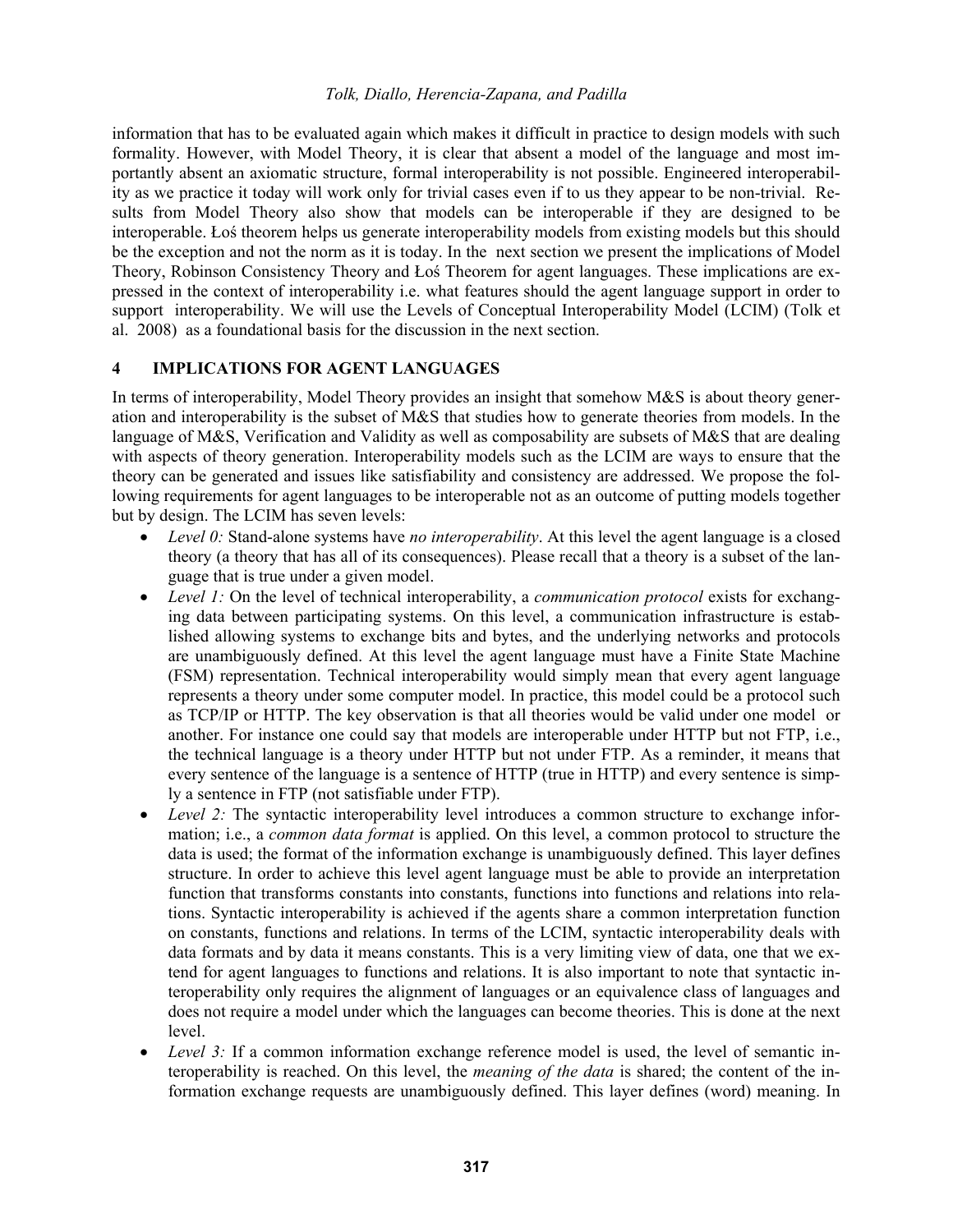information that has to be evaluated again which makes it difficult in practice to design models with such formality. However, with Model Theory, it is clear that absent a model of the language and most importantly absent an axiomatic structure, formal interoperability is not possible. Engineered interoperability as we practice it today will work only for trivial cases even if to us they appear to be non-trivial. Results from Model Theory also show that models can be interoperable if they are designed to be interoperable. Łoś theorem helps us generate interoperability models from existing models but this should be the exception and not the norm as it is today. In the next section we present the implications of Model Theory, Robinson Consistency Theory and Łoś Theorem for agent languages. These implications are expressed in the context of interoperability i.e. what features should the agent language support in order to support interoperability. We will use the Levels of Conceptual Interoperability Model (LCIM) (Tolk et al. 2008) as a foundational basis for the discussion in the next section.

## 4 IMPLICATIONS FOR AGENT LANGUAGES

In terms of interoperability, Model Theory provides an insight that somehow M&S is about theory generation and interoperability is the subset of M&S that studies how to generate theories from models. In the language of M&S, Verification and Validity as well as composability are subsets of M&S that are dealing with aspects of theory generation. Interoperability models such as the LCIM are ways to ensure that the theory can be generated and issues like satisfiability and consistency are addressed. We propose the following requirements for agent languages to be interoperable not as an outcome of putting models together but by design. The LCIM has seven levels:

- *Level 0:* Stand-alone systems have *no interoperability*. At this level the agent language is a closed theory (a theory that has all of its consequences). Please recall that a theory is a subset of the language that is true under a given model.
- *Level 1:* On the level of technical interoperability, a *communication protocol* exists for exchanging data between participating systems. On this level, a communication infrastructure is established allowing systems to exchange bits and bytes, and the underlying networks and protocols are unambiguously defined. At this level the agent language must have a Finite State Machine (FSM) representation. Technical interoperability would simply mean that every agent language represents a theory under some computer model. In practice, this model could be a protocol such as TCP/IP or HTTP. The key observation is that all theories would be valid under one model or another. For instance one could say that models are interoperable under HTTP but not FTP, i.e., the technical language is a theory under HTTP but not under FTP. As a reminder, it means that every sentence of the language is a sentence of HTTP (true in HTTP) and every sentence is simply a sentence in FTP (not satisfiable under FTP).
- *Level 2:* The syntactic interoperability level introduces a common structure to exchange information; i.e., a *common data format* is applied. On this level, a common protocol to structure the data is used; the format of the information exchange is unambiguously defined. This layer defines structure. In order to achieve this level agent language must be able to provide an interpretation function that transforms constants into constants, functions into functions and relations into relations. Syntactic interoperability is achieved if the agents share a common interpretation function on constants, functions and relations. In terms of the LCIM, syntactic interoperability deals with data formats and by data it means constants. This is a very limiting view of data, one that we extend for agent languages to functions and relations. It is also important to note that syntactic interoperability only requires the alignment of languages or an equivalence class of languages and does not require a model under which the languages can become theories. This is done at the next level.
- *Level 3:* If a common information exchange reference model is used, the level of semantic interoperability is reached. On this level, the *meaning of the data* is shared; the content of the information exchange requests are unambiguously defined. This layer defines (word) meaning. In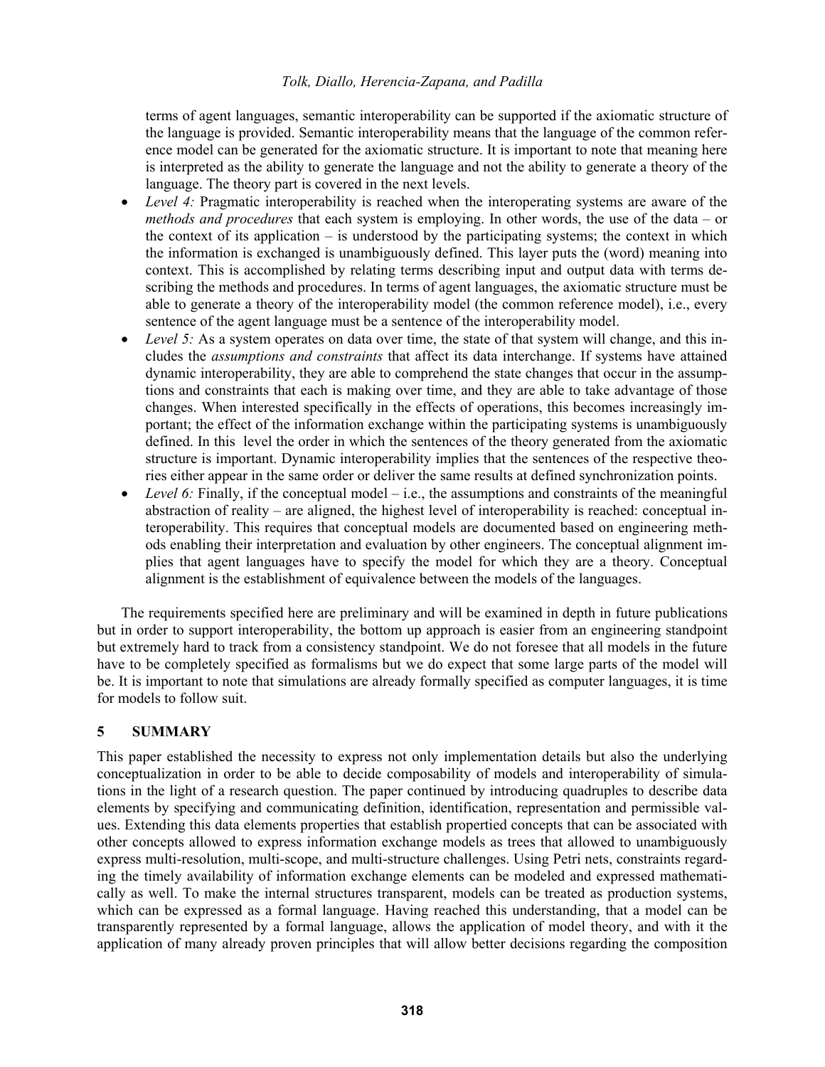terms of agent languages, semantic interoperability can be supported if the axiomatic structure of the language is provided. Semantic interoperability means that the language of the common reference model can be generated for the axiomatic structure. It is important to note that meaning here is interpreted as the ability to generate the language and not the ability to generate a theory of the language. The theory part is covered in the next levels.

- *Level 4:* Pragmatic interoperability is reached when the interoperating systems are aware of the *methods and procedures* that each system is employing. In other words, the use of the data – or the context of its application – is understood by the participating systems; the context in which the information is exchanged is unambiguously defined. This layer puts the (word) meaning into context. This is accomplished by relating terms describing input and output data with terms describing the methods and procedures. In terms of agent languages, the axiomatic structure must be able to generate a theory of the interoperability model (the common reference model), i.e., every sentence of the agent language must be a sentence of the interoperability model.
- *Level 5:* As a system operates on data over time, the state of that system will change, and this includes the *assumptions and constraints* that affect its data interchange. If systems have attained dynamic interoperability, they are able to comprehend the state changes that occur in the assumptions and constraints that each is making over time, and they are able to take advantage of those changes. When interested specifically in the effects of operations, this becomes increasingly important; the effect of the information exchange within the participating systems is unambiguously defined. In this level the order in which the sentences of the theory generated from the axiomatic structure is important. Dynamic interoperability implies that the sentences of the respective theories either appear in the same order or deliver the same results at defined synchronization points.
- *Level 6:* Finally, if the conceptual model – i.e., the assumptions and constraints of the meaningful abstraction of reality – are aligned, the highest level of interoperability is reached: conceptual interoperability. This requires that conceptual models are documented based on engineering methods enabling their interpretation and evaluation by other engineers. The conceptual alignment implies that agent languages have to specify the model for which they are a theory. Conceptual alignment is the establishment of equivalence between the models of the languages.

The requirements specified here are preliminary and will be examined in depth in future publications but in order to support interoperability, the bottom up approach is easier from an engineering standpoint but extremely hard to track from a consistency standpoint. We do not foresee that all models in the future have to be completely specified as formalisms but we do expect that some large parts of the model will be. It is important to note that simulations are already formally specified as computer languages, it is time for models to follow suit.

## 5 SUMMARY

This paper established the necessity to express not only implementation details but also the underlying conceptualization in order to be able to decide composability of models and interoperability of simulations in the light of a research question. The paper continued by introducing quadruples to describe data elements by specifying and communicating definition, identification, representation and permissible values. Extending this data elements properties that establish propertied concepts that can be associated with other concepts allowed to express information exchange models as trees that allowed to unambiguously express multi-resolution, multi-scope, and multi-structure challenges. Using Petri nets, constraints regarding the timely availability of information exchange elements can be modeled and expressed mathematically as well. To make the internal structures transparent, models can be treated as production systems, which can be expressed as a formal language. Having reached this understanding, that a model can be transparently represented by a formal language, allows the application of model theory, and with it the application of many already proven principles that will allow better decisions regarding the composition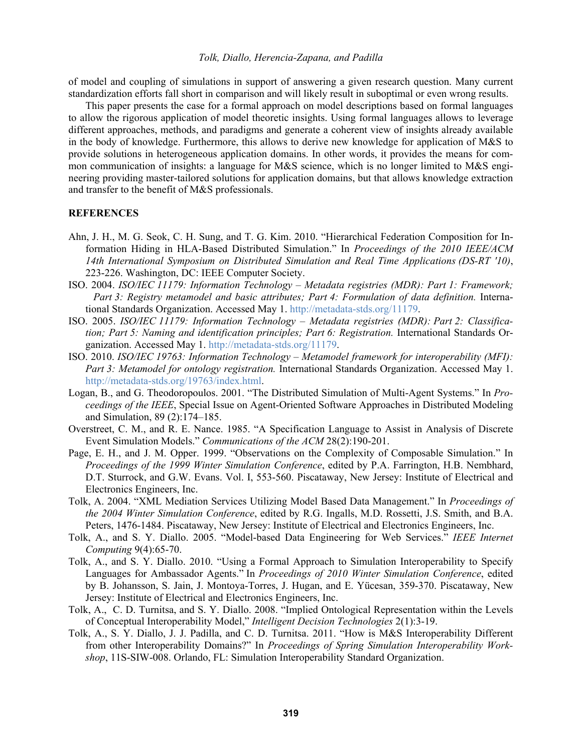of model and coupling of simulations in support of answering a given research question. Many current standardization efforts fall short in comparison and will likely result in suboptimal or even wrong results.

This paper presents the case for a formal approach on model descriptions based on formal languages to allow the rigorous application of model theoretic insights. Using formal languages allows to leverage different approaches, methods, and paradigms and generate a coherent view of insights already available in the body of knowledge. Furthermore, this allows to derive new knowledge for application of M&S to provide solutions in heterogeneous application domains. In other words, it provides the means for common communication of insights: a language for M&S science, which is no longer limited to M&S engineering providing master-tailored solutions for application domains, but that allows knowledge extraction and transfer to the benefit of M&S professionals.

## REFERENCES

Ahn, J. H., M. G. Seok, C. H. Sung, and T. G. Kim. 2010. "Hierarchical Federation Composition for Information Hiding in HLA-Based Distributed Simulation." In *Proceedings of the 2010 IEEE/ACM 14th International Symposium on Distributed Simulation and Real Time Applications (DS-RT '10)*, 223-226. Washington, DC: IEEE Computer Society.

ISO. 2004. *ISO/IEC 11179: Information Technology – Metadata registries (MDR): Part 1: Framework; Part 3: Registry metamodel and basic attributes; Part 4: Formulation of data definition.* International Standards Organization. Accessed May 1. http://metadata-stds.org/11179.

ISO. 2005. *ISO/IEC 11179: Information Technology – Metadata registries (MDR): Part 2: Classification; Part 5: Naming and identification principles; Part 6: Registration.* International Standards Organization. Accessed May 1. http://metadata-stds.org/11179.

ISO. 2010. *ISO/IEC 19763: Information Technology – Metamodel framework for interoperability (MFI): Part 3: Metamodel for ontology registration.* International Standards Organization. Accessed May 1. http://metadata-stds.org/19763/index.html.

Logan, B., and G. Theodoropoulos. 2001. "The Distributed Simulation of Multi-Agent Systems." In *Proceedings of the IEEE*, Special Issue on Agent-Oriented Software Approaches in Distributed Modeling and Simulation, 89 (2):174–185.

Overstreet, C. M., and R. E. Nance. 1985. "A Specification Language to Assist in Analysis of Discrete Event Simulation Models." *Communications of the ACM* 28(2):190-201.

Page, E. H., and J. M. Opper. 1999. "Observations on the Complexity of Composable Simulation." In *Proceedings of the 1999 Winter Simulation Conference*, edited by P.A. Farrington, H.B. Nembhard, D.T. Sturrock, and G.W. Evans. Vol. I, 553-560. Piscataway, New Jersey: Institute of Electrical and Electronics Engineers, Inc.

Tolk, A. 2004. "XML Mediation Services Utilizing Model Based Data Management." In *Proceedings of the 2004 Winter Simulation Conference*, edited by R.G. Ingalls, M.D. Rossetti, J.S. Smith, and B.A. Peters, 1476-1484. Piscataway, New Jersey: Institute of Electrical and Electronics Engineers, Inc.

Tolk, A., and S. Y. Diallo. 2005. "Model-based Data Engineering for Web Services." *IEEE Internet Computing* 9(4):65-70.

Tolk, A., and S. Y. Diallo. 2010. "Using a Formal Approach to Simulation Interoperability to Specify Languages for Ambassador Agents." In *Proceedings of 2010 Winter Simulation Conference*, edited by B. Johansson, S. Jain, J. Montoya-Torres, J. Hugan, and E. Yücesan, 359-370. Piscataway, New Jersey: Institute of Electrical and Electronics Engineers, Inc.

Tolk, A., C. D. Turnitsa, and S. Y. Diallo. 2008. "Implied Ontological Representation within the Levels of Conceptual Interoperability Model," *Intelligent Decision Technologies* 2(1):3-19.

Tolk, A., S. Y. Diallo, J. J. Padilla, and C. D. Turnitsa. 2011. "How is M&S Interoperability Different from other Interoperability Domains?" In *Proceedings of Spring Simulation Interoperability Workshop*, 11S-SIW-008. Orlando, FL: Simulation Interoperability Standard Organization.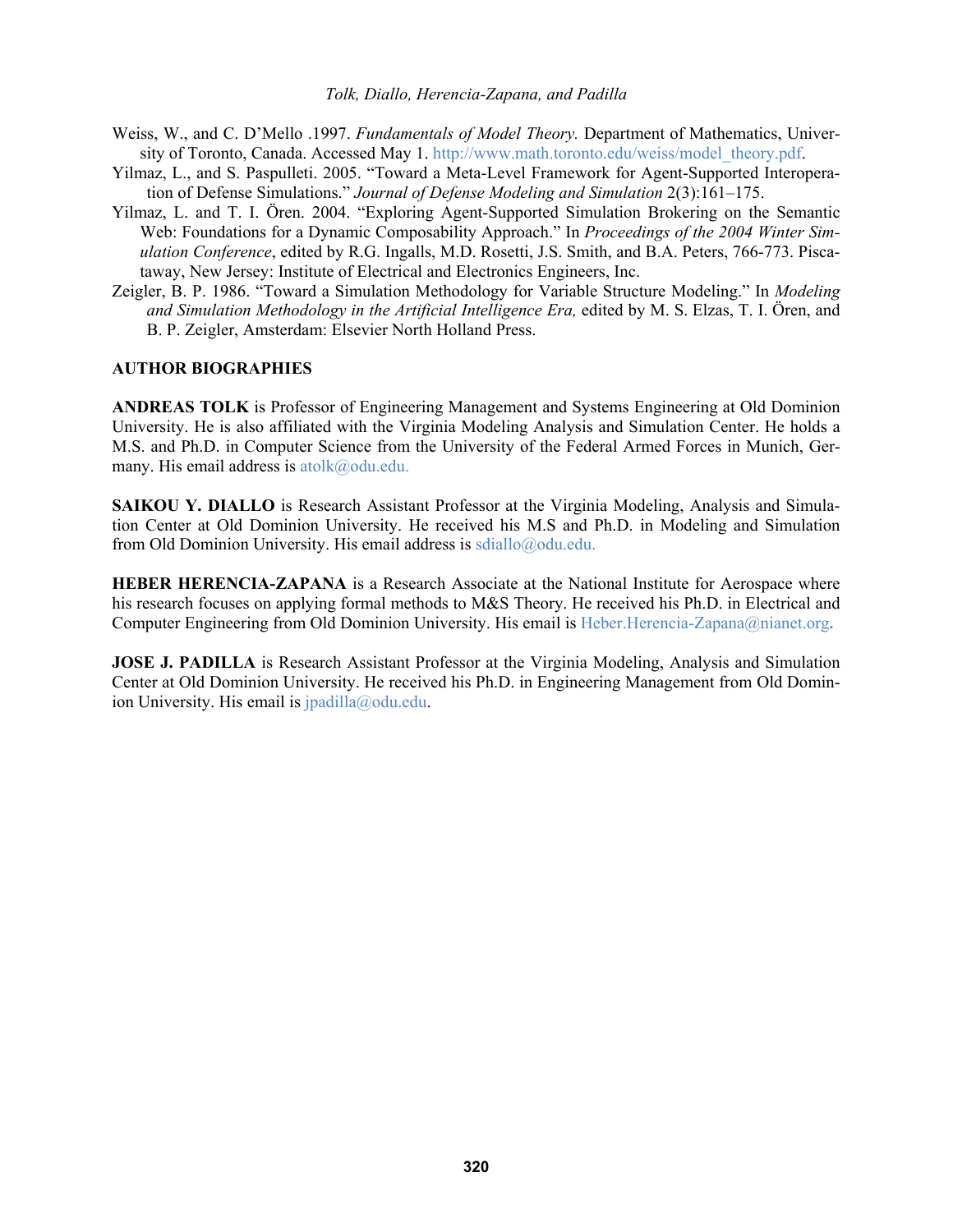Weiss, W., and C. D'Mello .1997. *Fundamentals of Model Theory.* Department of Mathematics, University of Toronto, Canada. Accessed May 1. http://www.math.toronto.edu/weiss/model_theory.pdf.

Yilmaz, L., and S. Paspulleti. 2005. "Toward a Meta-Level Framework for Agent-Supported Interoperation of Defense Simulations." *Journal of Defense Modeling and Simulation* 2(3):161–175.

Yilmaz, L. and T. I. Ören. 2004. "Exploring Agent-Supported Simulation Brokering on the Semantic Web: Foundations for a Dynamic Composability Approach." In *Proceedings of the 2004 Winter Simulation Conference*, edited by R.G. Ingalls, M.D. Rosetti, J.S. Smith, and B.A. Peters, 766-773. Piscataway, New Jersey: Institute of Electrical and Electronics Engineers, Inc.

Zeigler, B. P. 1986. "Toward a Simulation Methodology for Variable Structure Modeling." In *Modeling and Simulation Methodology in the Artificial Intelligence Era,* edited by M. S. Elzas, T. I. Ören, and B. P. Zeigler, Amsterdam: Elsevier North Holland Press.

## AUTHOR BIOGRAPHIES

**ANDREAS TOLK** is Professor of Engineering Management and Systems Engineering at Old Dominion University. He is also affiliated with the Virginia Modeling Analysis and Simulation Center. He holds a M.S. and Ph.D. in Computer Science from the University of the Federal Armed Forces in Munich, Germany. His email address is atolk@odu.edu.

**SAIKOU Y. DIALLO** is Research Assistant Professor at the Virginia Modeling, Analysis and Simulation Center at Old Dominion University. He received his M.S and Ph.D. in Modeling and Simulation from Old Dominion University. His email address is sdiallo@odu.edu.

**HEBER HERENCIA-ZAPANA** is a Research Associate at the National Institute for Aerospace where his research focuses on applying formal methods to M&S Theory. He received his Ph.D. in Electrical and Computer Engineering from Old Dominion University. His email is Heber.Herencia-Zapana@nianet.org.

**JOSE J. PADILLA** is Research Assistant Professor at the Virginia Modeling, Analysis and Simulation Center at Old Dominion University. He received his Ph.D. in Engineering Management from Old Dominion University. His email is jpadilla@odu.edu.